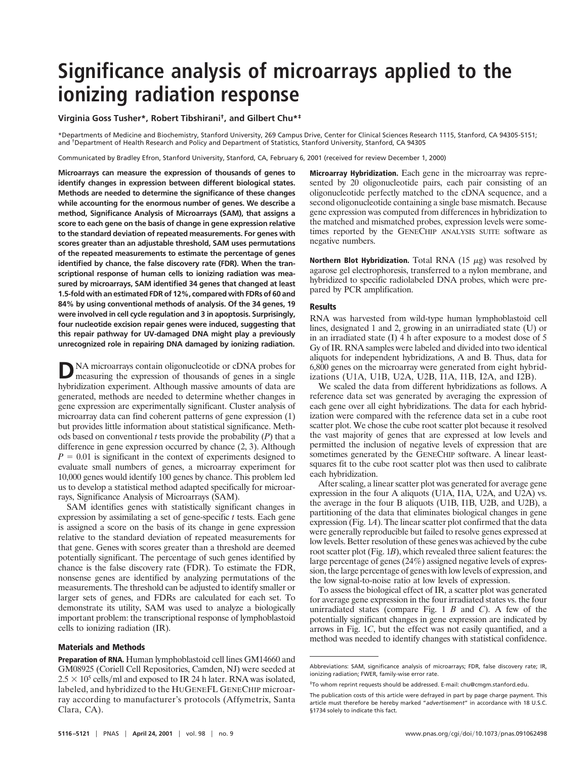# Significance analysis of microarrays applied to the ionizing radiation response

**Virginia Goss Tusher\*, Robert Tibshirani†, and Gilbert Chu\*‡**

\*Departments of Medicine and Biochemistry, Stanford University, 269 Campus Drive, Center for Clinical Sciences Research 1115, Stanford, CA 94305-5151; and †Department of Health Research and Policy and Department of Statistics, Stanford University, Stanford, CA 94305

Communicated by Bradley Efron, Stanford University, Stanford, CA, February 6, 2001 (received for review December 1, 2000)

**Microarrays can measure the expression of thousands of genes to identify changes in expression between different biological states. Methods are needed to determine the significance of these changes while accounting for the enormous number of genes. We describe a method, Significance Analysis of Microarrays (SAM), that assigns a score to each gene on the basis of change in gene expression relative to the standard deviation of repeated measurements. For genes with scores greater than an adjustable threshold, SAM uses permutations of the repeated measurements to estimate the percentage of genes identified by chance, the false discovery rate (FDR). When the transcriptional response of human cells to ionizing radiation was measured by microarrays, SAM identified 34 genes that changed at least 1.5-fold with an estimated FDR of 12%, compared with FDRs of 60 and 84% by using conventional methods of analysis. Of the 34 genes, 19 were involved in cell cycle regulation and 3 in apoptosis. Surprisingly, four nucleotide excision repair genes were induced, suggesting that this repair pathway for UV-damaged DNA might play a previously unrecognized role in repairing DNA damaged by ionizing radiation.**

DNA microarrays contain oligonucleotide or cDNA probes for measuring the expression of thousands of genes in a single hybridization experiment. Although massive amounts of data are generated, methods are needed to determine whether changes in gene expression are experimentally significant. Cluster analysis of microarray data can find coherent patterns of gene expression (1) but provides little information about statistical significance. Methods based on conventional *t* tests provide the probability (*P*) that a difference in gene expression occurred by chance (2, 3). Although $P = 0.01$ is significant in the context of experiments designed to evaluate small numbers of genes, a microarray experiment for 10,000 genes would identify 100 genes by chance. This problem led us to develop a statistical method adapted specifically for microarrays, Significance Analysis of Microarrays (SAM).

SAM identifies genes with statistically significant changes in expression by assimilating a set of gene-specific *t* tests. Each gene is assigned a score on the basis of its change in gene expression relative to the standard deviation of repeated measurements for that gene. Genes with scores greater than a threshold are deemed potentially significant. The percentage of such genes identified by chance is the false discovery rate (FDR). To estimate the FDR, nonsense genes are identified by analyzing permutations of the measurements. The threshold can be adjusted to identify smaller or larger sets of genes, and FDRs are calculated for each set. To demonstrate its utility, SAM was used to analyze a biologically important problem: the transcriptional response of lymphoblastoid cells to ionizing radiation (IR).

## Materials and Methods

**Preparation of RNA.** Human lymphoblastoid cell lines GM14660 and GM08925 (Coriell Cell Repositories, Camden, NJ) were seeded at $2.5 \times 10^5$ cells/ml and exposed to IR 24 h later. RNA was isolated, labeled, and hybridized to the HUGENEFL GENECHIP microarray according to manufacturer's protocols (Affymetrix, Santa Clara, CA).

**Microarray Hybridization.** Each gene in the microarray was represented by 20 oligonucleotide pairs, each pair consisting of an oligonucleotide perfectly matched to the cDNA sequence, and a second oligonucleotide containing a single base mismatch. Because gene expression was computed from differences in hybridization to the matched and mismatched probes, expression levels were sometimes reported by the GENECHIP ANALYSIS SUITE software as negative numbers.

**Northern Blot Hybridization.** Total RNA (15 $\mu$g) was resolved by agarose gel electrophoresis, transferred to a nylon membrane, and hybridized to specific radiolabeled DNA probes, which were prepared by PCR amplification.

## Results

RNA was harvested from wild-type human lymphoblastoid cell lines, designated 1 and 2, growing in an unirradiated state (U) or in an irradiated state (I) 4 h after exposure to a modest dose of 5 Gy of IR. RNA samples were labeled and divided into two identical aliquots for independent hybridizations, A and B. Thus, data for 6,800 genes on the microarray were generated from eight hybridizations (U1A, U1B, U2A, U2B, I1A, I1B, I2A, and I2B).

We scaled the data from different hybridizations as follows. A reference data set was generated by averaging the expression of each gene over all eight hybridizations. The data for each hybridization were compared with the reference data set in a cube root scatter plot. We chose the cube root scatter plot because it resolved the vast majority of genes that are expressed at low levels and permitted the inclusion of negative levels of expression that are sometimes generated by the GENECHIP software. A linear least-squares fit to the cube root scatter plot was then used to calibrate each hybridization.

After scaling, a linear scatter plot was generated for average gene expression in the four A aliquots (U1A, I1A, U2A, and U2A) vs. the average in the four B aliquots (U1B, I1B, U2B, and U2B), a partitioning of the data that eliminates biological changes in gene expression (Fig. 1*A*). The linear scatter plot confirmed that the data were generally reproducible but failed to resolve genes expressed at low levels. Better resolution of these genes was achieved by the cube root scatter plot (Fig. 1*B*), which revealed three salient features: the large percentage of genes (24%) assigned negative levels of expression, the large percentage of genes with low levels of expression, and the low signal-to-noise ratio at low levels of expression.

To assess the biological effect of IR, a scatter plot was generated for average gene expression in the four irradiated states vs. the four unirradiated states (compare Fig. 1 *B* and *C*). A few of the potentially significant changes in gene expression are indicated by arrows in Fig. 1*C*, but the effect was not easily quantified, and a method was needed to identify changes with statistical confidence.

---

Abbreviations: SAM, significance analysis of microarrays; FDR, false discovery rate; IR, ionizing radiation; FWER, family-wise error rate.

‡To whom reprint requests should be addressed. E-mail: chu@cmgm.stanford.edu.

The publication costs of this article were defrayed in part by page charge payment. This article must therefore be hereby marked "*advertisement*" in accordance with 18 U.S.C. §1734 solely to indicate this fact.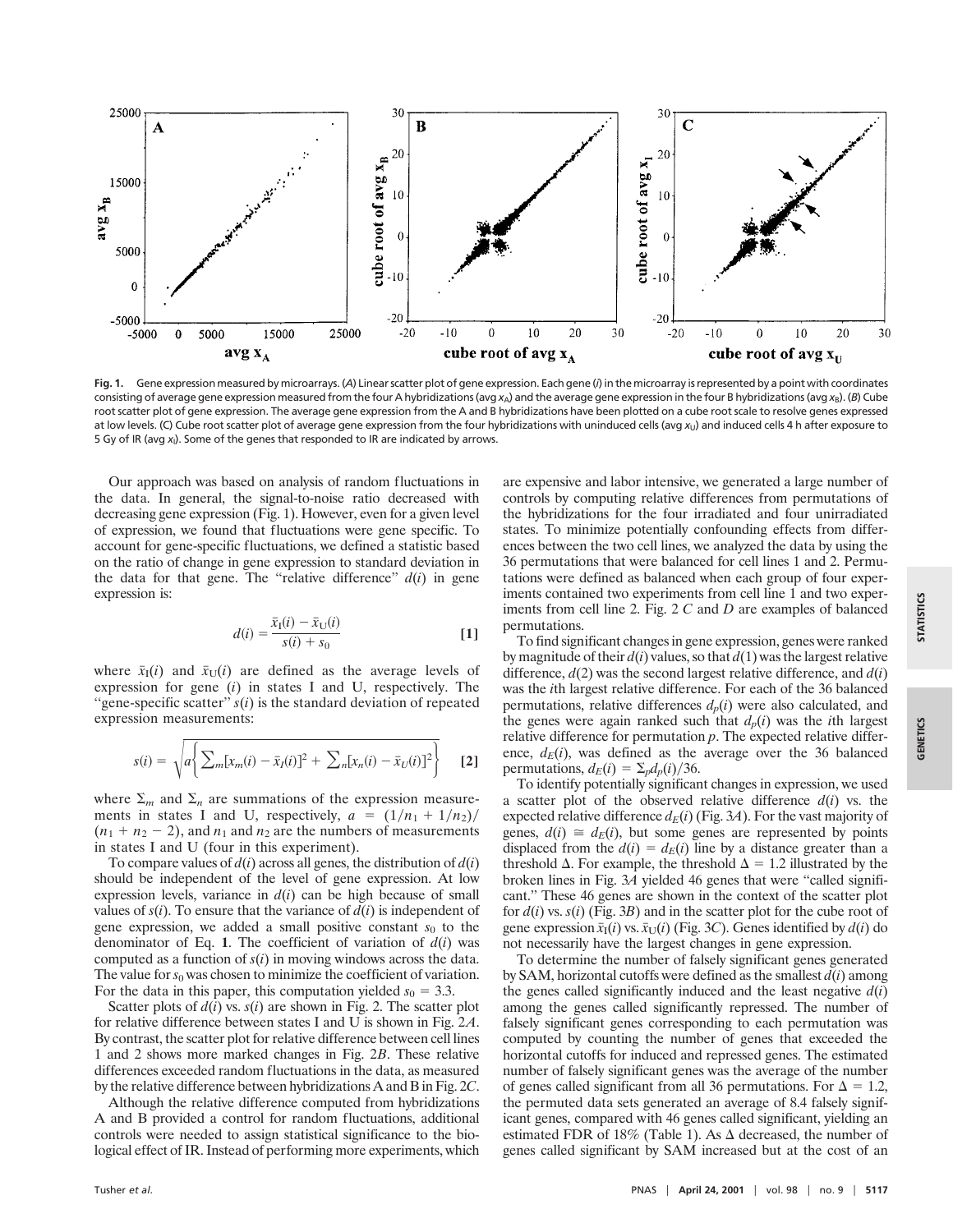**Fig. 1.** Gene expression measured by microarrays. (*A*) Linear scatter plot of gene expression. Each gene (*i*) in the microarray is represented by a point with coordinates consisting of average gene expression measured from the four A hybridizations (avg $x_A$) and the average gene expression in the four B hybridizations (avg $x_B$). (*B*) Cube root scatter plot of gene expression. The average gene expression from the A and B hybridizations have been plotted on a cube root scale to resolve genes expressed at low levels. (*C*) Cube root scatter plot of average gene expression from the four hybridizations with uninduced cells (avg $x_U$) and induced cells 4 h after exposure to 5 Gy of IR (avg $x_I$). Some of the genes that responded to IR are indicated by arrows.

Our approach was based on analysis of random fluctuations in the data. In general, the signal-to-noise ratio decreased with decreasing gene expression (Fig. 1). However, even for a given level of expression, we found that fluctuations were gene specific. To account for gene-specific fluctuations, we defined a statistic based on the ratio of change in gene expression to standard deviation in the data for that gene. The "relative difference" $d(i)$ in gene expression is:

$$d(i) = \frac{\bar{x}_I(i) - \bar{x}_U(i)}{s(i) + s_0} \quad [1]$$

where $\bar{x}_I(i)$ and $\bar{x}_U(i)$ are defined as the average levels of expression for gene $(i)$ in states I and U, respectively. The "gene-specific scatter" $s(i)$ is the standard deviation of repeated expression measurements:

$$s(i) = \sqrt{a\left\{\sum_m [x_m(i) - \bar{x}_I(i)]^2 + \sum_n [x_n(i) - \bar{x}_U(i)]^2\right\}} \quad [2]$$

where $\Sigma_m$ and $\Sigma_n$ are summations of the expression measurements in states I and U, respectively, $a = (1/n_1 + 1/n_2)/(n_1 + n_2 - 2)$, and $n_1$ and $n_2$ are the numbers of measurements in states I and U (four in this experiment).

To compare values of $d(i)$ across all genes, the distribution of $d(i)$ should be independent of the level of gene expression. At low expression levels, variance in $d(i)$ can be high because of small values of $s(i)$. To ensure that the variance of $d(i)$ is independent of gene expression, we added a small positive constant $s_0$ to the denominator of Eq. **1**. The coefficient of variation of $d(i)$ was computed as a function of $s(i)$ in moving windows across the data. The value for $s_0$ was chosen to minimize the coefficient of variation. For the data in this paper, this computation yielded $s_0 = 3.3$.

Scatter plots of $d(i)$ vs. $s(i)$ are shown in Fig. 2. The scatter plot for relative difference between states I and U is shown in Fig. 2*A*. By contrast, the scatter plot for relative difference between cell lines 1 and 2 shows more marked changes in Fig. 2*B*. These relative differences exceeded random fluctuations in the data, as measured by the relative difference between hybridizations A and B in Fig. 2*C*.

Although the relative difference computed from hybridizations A and B provided a control for random fluctuations, additional controls were needed to assign statistical significance to the biological effect of IR. Instead of performing more experiments, which are expensive and labor intensive, we generated a large number of controls by computing relative differences from permutations of the hybridizations for the four irradiated and four unirradiated states. To minimize potentially confounding effects from differences between the two cell lines, we analyzed the data by using the 36 permutations that were balanced for cell lines 1 and 2. Permutations were defined as balanced when each group of four experiments contained two experiments from cell line 1 and two experiments from cell line 2. Fig. 2 *C* and *D* are examples of balanced permutations.

To find significant changes in gene expression, genes were ranked by magnitude of their $d(i)$ values, so that $d(1)$ was the largest relative difference, $d(2)$ was the second largest relative difference, and $d(i)$ was the *i*th largest relative difference. For each of the 36 balanced permutations, relative differences $d_p(i)$ were also calculated, and the genes were again ranked such that $d_p(i)$ was the *i*th largest relative difference for permutation *p*. The expected relative difference, $d_E(i)$, was defined as the average over the 36 balanced permutations, $d_E(i) = \Sigma_p d_p(i)/36$.

To identify potentially significant changes in expression, we used a scatter plot of the observed relative difference $d(i)$ vs. the expected relative difference $d_E(i)$ (Fig. 3*A*). For the vast majority of genes, $d(i) \cong d_E(i)$, but some genes are represented by points displaced from the $d(i) = d_E(i)$ line by a distance greater than a threshold $\Delta$. For example, the threshold $\Delta = 1.2$ illustrated by the broken lines in Fig. 3*A* yielded 46 genes that were "called significant." These 46 genes are shown in the context of the scatter plot for $d(i)$ vs. $s(i)$ (Fig. 3*B*) and in the scatter plot for the cube root of gene expression $\bar{x}_I(i)$ vs. $\bar{x}_U(i)$ (Fig. 3*C*). Genes identified by $d(i)$ do not necessarily have the largest changes in gene expression.

To determine the number of falsely significant genes generated by SAM, horizontal cutoffs were defined as the smallest $d(i)$ among the genes called significantly induced and the least negative $d(i)$ among the genes called significantly repressed. The number of falsely significant genes corresponding to each permutation was computed by counting the number of genes that exceeded the horizontal cutoffs for induced and repressed genes. The estimated number of falsely significant genes was the average of the number of genes called significant from all 36 permutations. For $\Delta = 1.2$, the permuted data sets generated an average of 8.4 falsely significant genes, compared with 46 genes called significant, yielding an estimated FDR of 18% (Table 1). As $\Delta$ decreased, the number of genes called significant by SAM increased but at the cost of an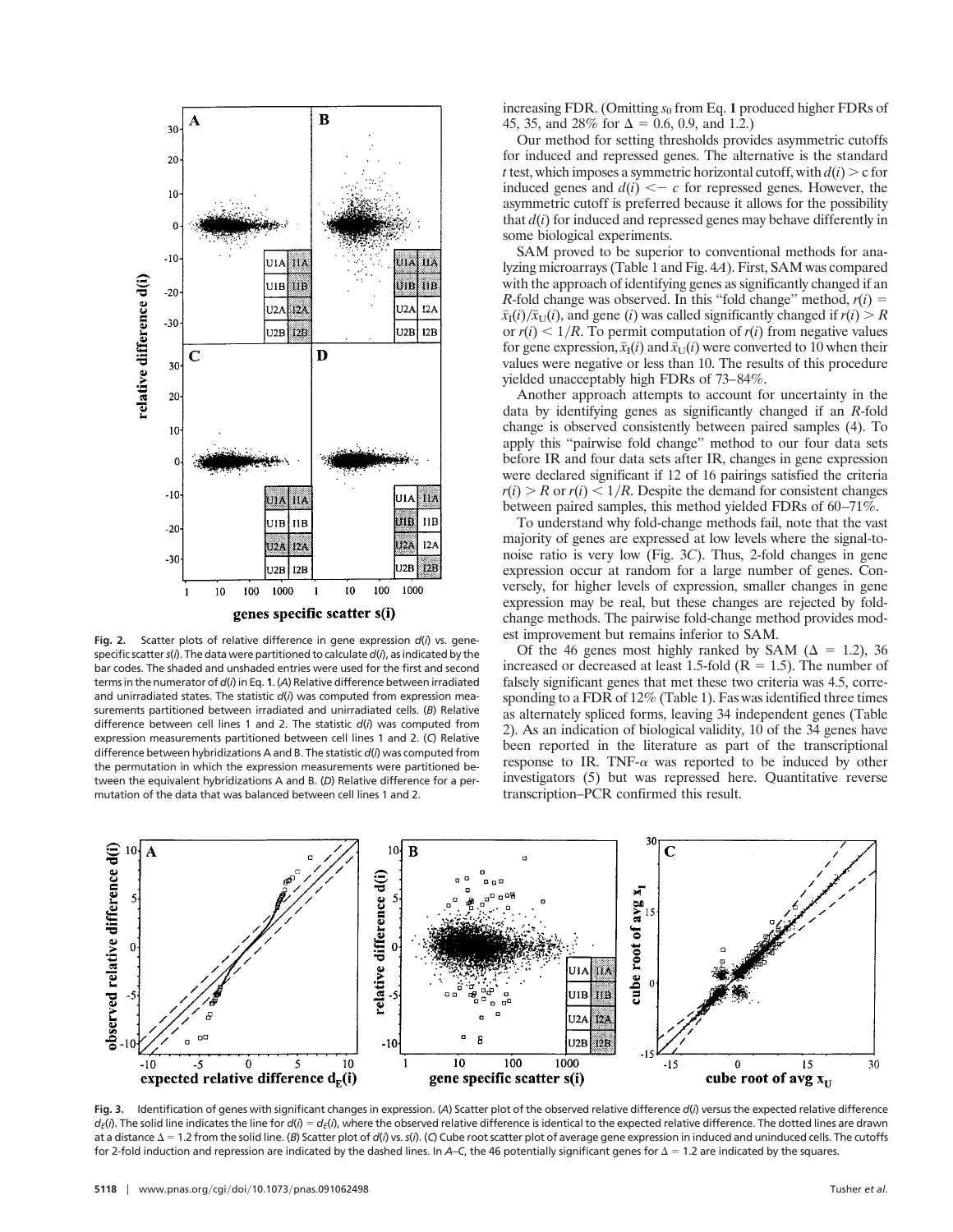Fig. 2. Scatter plots of relative difference in gene expression $d(i)$ vs. gene-specific scatter $s(i)$. The data were partitioned to calculate $d(i)$, as indicated by the bar codes. The shaded and unshaded entries were used for the first and second terms in the numerator of $d(i)$ in Eq. **1**. (*A*) Relative difference between irradiated and unirradiated states. The statistic $d(i)$ was computed from expression measurements partitioned between irradiated and unirradiated cells. (*B*) Relative difference between cell lines 1 and 2. The statistic $d(i)$ was computed from expression measurements partitioned between cell lines 1 and 2. (*C*) Relative difference between hybridizations A and B. The statistic $d(i)$ was computed from the permutation in which the expression measurements were partitioned between the equivalent hybridizations A and B. (*D*) Relative difference for a permutation of the data that was balanced between cell lines 1 and 2.

increasing FDR. (Omitting $s_0$ from Eq. **1** produced higher FDRs of 45, 35, and 28% for $\Delta = 0.6$, 0.9, and 1.2.)

Our method for setting thresholds provides asymmetric cutoffs for induced and repressed genes. The alternative is the standard *t* test, which imposes a symmetric horizontal cutoff, with $d(i) > c$ for induced genes and $d(i) < -c$ for repressed genes. However, the asymmetric cutoff is preferred because it allows for the possibility that $d(i)$ for induced and repressed genes may behave differently in some biological experiments.

SAM proved to be superior to conventional methods for analyzing microarrays (Table 1 and Fig. 4*A*). First, SAM was compared with the approach of identifying genes as significantly changed if an *R*-fold change was observed. In this "fold change" method, $r(i) = \bar{x}_I(i)/\bar{x}_U(i)$, and gene (*i*) was called significantly changed if $r(i) > R$ or $r(i) < 1/R$. To permit computation of $r(i)$ from negative values for gene expression, $\bar{x}_I(i)$ and $\bar{x}_U(i)$ were converted to 10 when their values were negative or less than 10. The results of this procedure yielded unacceptably high FDRs of 73–84%.

Another approach attempts to account for uncertainty in the data by identifying genes as significantly changed if an *R*-fold change is observed consistently between paired samples (4). To apply this "pairwise fold change" method to our four data sets before IR and four data sets after IR, changes in gene expression were declared significant if 12 of 16 pairings satisfied the criteria $r(i) > R$ or $r(i) < 1/R$. Despite the demand for consistent changes between paired samples, this method yielded FDRs of 60–71%.

To understand why fold-change methods fail, note that the vast majority of genes are expressed at low levels where the signal-to-noise ratio is very low (Fig. 3*C*). Thus, 2-fold changes in gene expression occur at random for a large number of genes. Conversely, for higher levels of expression, smaller changes in gene expression may be real, but these changes are rejected by fold-change methods. The pairwise fold-change method provides modest improvement but remains inferior to SAM.

Of the 46 genes most highly ranked by SAM ($\Delta = 1.2$), 36 increased or decreased at least 1.5-fold ($R = 1.5$). The number of falsely significant genes that met these two criteria was 4.5, corresponding to a FDR of 12% (Table 1). Fas was identified three times as alternately spliced forms, leaving 34 independent genes (Table 2). As an indication of biological validity, 10 of the 34 genes have been reported in the literature as part of the transcriptional response to IR. TNF-$\alpha$ was reported to be induced by other investigators (5) but was repressed here. Quantitative reverse transcription–PCR confirmed this result.

Fig. 3. Identification of genes with significant changes in expression. (*A*) Scatter plot of the observed relative difference $d(i)$ versus the expected relative difference $d_E(i)$. The solid line indicates the line for $d(i) = d_E(i)$, where the observed relative difference is identical to the expected relative difference. The dotted lines are drawn at a distance $\Delta = 1.2$ from the solid line. (*B*) Scatter plot of $d(i)$ vs. $s(i)$. (*C*) Cube root scatter plot of average gene expression in induced and uninduced cells. The cutoffs for 2-fold induction and repression are indicated by the dashed lines. In *A*–*C*, the 46 potentially significant genes for $\Delta = 1.2$ are indicated by the squares.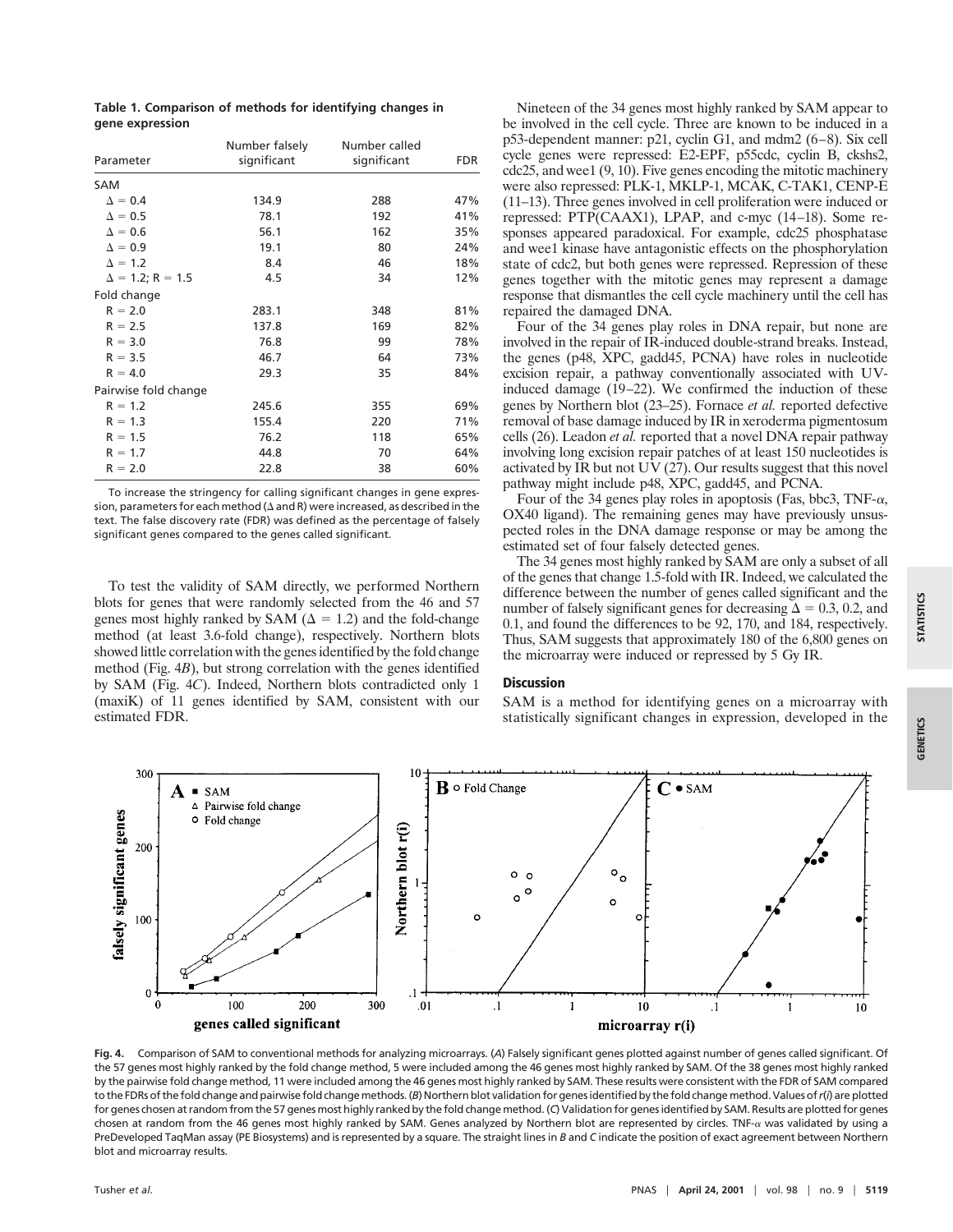**Table 1. Comparison of methods for identifying changes in gene expression**

| Parameter | Number falsely significant | Number called significant | FDR |
|---|---|---|---|
| SAM | | | |
| $\Delta = 0.4$ | 134.9 | 288 | 47% |
| $\Delta = 0.5$ | 78.1 | 192 | 41% |
| $\Delta = 0.6$ | 56.1 | 162 | 35% |
| $\Delta = 0.9$ | 19.1 | 80 | 24% |
| $\Delta = 1.2$ | 8.4 | 46 | 18% |
| $\Delta = 1.2$; $R = 1.5$ | 4.5 | 34 | 12% |
| Fold change | | | |
| $R = 2.0$ | 283.1 | 348 | 81% |
| $R = 2.5$ | 137.8 | 169 | 82% |
| $R = 3.0$ | 76.8 | 99 | 78% |
| $R = 3.5$ | 46.7 | 64 | 73% |
| $R = 4.0$ | 29.3 | 35 | 84% |
| Pairwise fold change | | | |
| $R = 1.2$ | 245.6 | 355 | 69% |
| $R = 1.3$ | 155.4 | 220 | 71% |
| $R = 1.5$ | 76.2 | 118 | 65% |
| $R = 1.7$ | 44.8 | 70 | 64% |
| $R = 2.0$ | 22.8 | 38 | 60% |

To increase the stringency for calling significant changes in gene expression, parameters for each method ($\Delta$ and R) were increased, as described in the text. The false discovery rate (FDR) was defined as the percentage of falsely significant genes compared to the genes called significant.

To test the validity of SAM directly, we performed Northern blots for genes that were randomly selected from the 46 and 57 genes most highly ranked by SAM ($\Delta = 1.2$) and the fold-change method (at least 3.6-fold change), respectively. Northern blots showed little correlation with the genes identified by the fold change method (Fig. 4*B*), but strong correlation with the genes identified by SAM (Fig. 4*C*). Indeed, Northern blots contradicted only 1 (maxiK) of 11 genes identified by SAM, consistent with our estimated FDR.

Nineteen of the 34 genes most highly ranked by SAM appear to be involved in the cell cycle. Three are known to be induced in a p53-dependent manner: p21, cyclin G1, and mdm2 (6–8). Six cell cycle genes were repressed: E2-EPF, p55cdc, cyclin B, ckshs2, cdc25, and wee1 (9, 10). Five genes encoding the mitotic machinery were also repressed: PLK-1, MKLP-1, MCAK, C-TAK1, CENP-E (11–13). Three genes involved in cell proliferation were induced or repressed: PTP(CAAX1), LPAP, and c-myc (14–18). Some responses appeared paradoxical. For example, cdc25 phosphatase and wee1 kinase have antagonistic effects on the phosphorylation state of cdc2, but both genes were repressed. Repression of these genes together with the mitotic genes may represent a damage response that dismantles the cell cycle machinery until the cell has repaired the damaged DNA.

Four of the 34 genes play roles in DNA repair, but none are involved in the repair of IR-induced double-strand breaks. Instead, the genes (p48, XPC, gadd45, PCNA) have roles in nucleotide excision repair, a pathway conventionally associated with UV-induced damage (19–22). We confirmed the induction of these genes by Northern blot (23–25). Fornace *et al.* reported defective removal of base damage induced by IR in xeroderma pigmentosum cells (26). Leadon *et al.* reported that a novel DNA repair pathway involving long excision repair patches of at least 150 nucleotides is activated by IR but not UV (27). Our results suggest that this novel pathway might include p48, XPC, gadd45, and PCNA.

Four of the 34 genes play roles in apoptosis (Fas, bbc3, TNF-$\alpha$, OX40 ligand). The remaining genes may have previously unsuspected roles in the DNA damage response or may be among the estimated set of four falsely detected genes.

The 34 genes most highly ranked by SAM are only a subset of all of the genes that change 1.5-fold with IR. Indeed, we calculated the difference between the number of genes called significant and the number of falsely significant genes for decreasing $\Delta = 0.3$, 0.2, and 0.1, and found the differences to be 92, 170, and 184, respectively. Thus, SAM suggests that approximately 180 of the 6,800 genes on the microarray were induced or repressed by 5 Gy IR.

## Discussion

SAM is a method for identifying genes on a microarray with statistically significant changes in expression, developed in the

**Fig. 4.** Comparison of SAM to conventional methods for analyzing microarrays. (*A*) Falsely significant genes plotted against number of genes called significant. Of the 57 genes most highly ranked by the fold change method, 5 were included among the 46 genes most highly ranked by SAM. Of the 38 genes most highly ranked by the pairwise fold change method, 11 were included among the 46 genes most highly ranked by SAM. These results were consistent with the FDR of SAM compared to the FDRs of the fold change and pairwise fold change methods. (*B*) Northern blot validation for genes identified by the fold change method. Values of $r(i)$ are plotted for genes chosen at random from the 57 genes most highly ranked by the fold change method. (*C*) Validation for genes identified by SAM. Results are plotted for genes chosen at random from the 46 genes most highly ranked by SAM. Genes analyzed by Northern blot are represented by circles. TNF-$\alpha$ was validated by using a PreDeveloped TaqMan assay (PE Biosystems) and is represented by a square. The straight lines in *B* and *C* indicate the position of exact agreement between Northern blot and microarray results.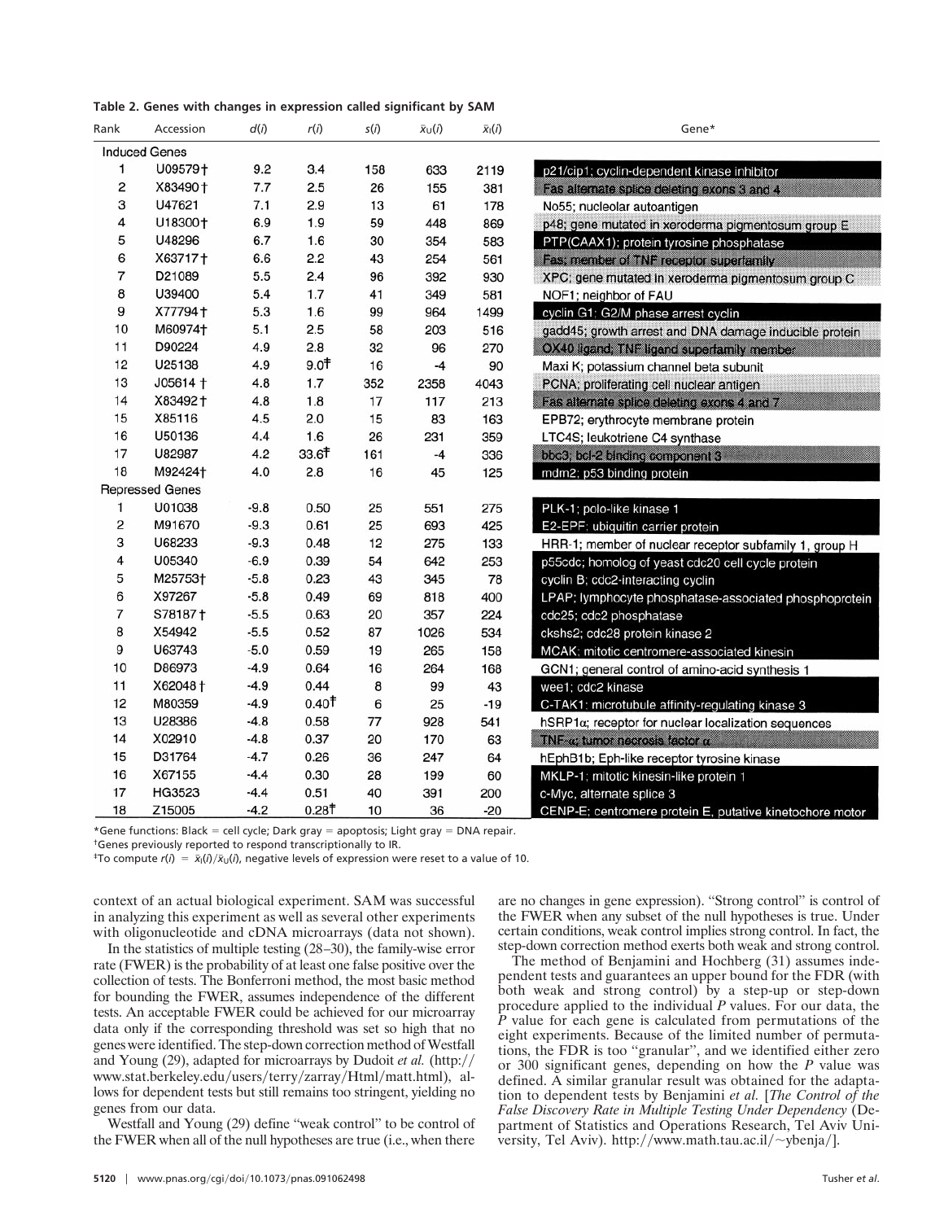**Table 2. Genes with changes in expression called significant by SAM**

| Rank | Accession | $d(i)$ | $r(i)$ | $s(i)$ | $\bar{x}_U(i)$ | $\bar{x}_I(i)$ | Gene* |
|---|---|---|---|---|---|---|---|
| Induced Genes | | | | | | | |
| 1 | U09579† | 9.2 | 3.4 | 158 | 633 | 2119 | p21/cip1; cyclin-dependent kinase inhibitor |
| 2 | X83490† | 7.7 | 2.5 | 26 | 155 | 381 | Fas alternate splice deleting exons 3 and 4 |
| 3 | U47621 | 7.1 | 2.9 | 13 | 61 | 178 | No55; nucleolar autoantigen |
| 4 | U18300† | 6.9 | 1.9 | 59 | 448 | 869 | p48; gene mutated in xeroderma pigmentosum group E |
| 5 | U48296 | 6.7 | 1.6 | 30 | 354 | 583 | PTP(CAAX1); protein tyrosine phosphatase |
| 6 | X63717† | 6.6 | 2.2 | 43 | 254 | 561 | Fas; member of TNF receptor superfamily |
| 7 | D21089 | 5.5 | 2.4 | 96 | 392 | 930 | XPC; gene mutated in xeroderma pigmentosum group C |
| 8 | U39400 | 5.4 | 1.7 | 41 | 349 | 581 | NOF1; neighbor of FAU |
| 9 | X77794† | 5.3 | 1.6 | 99 | 964 | 1499 | cyclin G1; G2/M phase arrest cyclin |
| 10 | M60974† | 5.1 | 2.5 | 58 | 203 | 516 | gadd45; growth arrest and DNA damage inducible protein |
| 11 | D90224 | 4.9 | 2.8 | 32 | 96 | 270 | OX40 ligand; TNF ligand superfamily member |
| 12 | U25138 | 4.9 | 9.0‡ | 16 | -4 | 90 | Maxi K; potassium channel beta subunit |
| 13 | J05614† | 4.8 | 1.7 | 352 | 2358 | 4043 | PCNA; proliferating cell nuclear antigen |
| 14 | X83492† | 4.8 | 1.8 | 17 | 117 | 213 | Fas alternate splice deleting exons 4 and 7 |
| 15 | X85116 | 4.5 | 2.0 | 15 | 83 | 163 | EPB72; erythrocyte membrane protein |
| 16 | U50136 | 4.4 | 1.6 | 26 | 231 | 359 | LTC4S; leukotriene C4 synthase |
| 17 | U82987 | 4.2 | 33.6‡ | 161 | -4 | 336 | bbc3; bcl-2 binding component 3 |
| 18 | M92424† | 4.0 | 2.8 | 16 | 45 | 125 | mdm2; p53 binding protein |
| Repressed Genes | | | | | | | |
| 1 | U01038 | -9.8 | 0.50 | 25 | 551 | 275 | PLK-1; polo-like kinase 1 |
| 2 | M91670 | -9.3 | 0.61 | 25 | 693 | 425 | E2-EPF; ubiquitin carrier protein |
| 3 | U68233 | -9.3 | 0.48 | 12 | 275 | 133 | HRR-1; member of nuclear receptor subfamily 1, group H |
| 4 | U05340 | -6.9 | 0.39 | 54 | 642 | 253 | p55cdc; homolog of yeast cdc20 cell cycle protein |
| 5 | M25753† | -5.8 | 0.23 | 43 | 345 | 78 | cyclin B; cdc2-interacting cyclin |
| 6 | X97267 | -5.8 | 0.49 | 69 | 818 | 400 | LPAP; lymphocyte phosphatase-associated phosphoprotein |
| 7 | S78187† | -5.5 | 0.63 | 20 | 357 | 224 | cdc25; cdc2 phosphatase |
| 8 | X54942 | -5.5 | 0.52 | 87 | 1026 | 534 | ckshs2; cdc28 protein kinase 2 |
| 9 | U63743 | -5.0 | 0.59 | 19 | 265 | 158 | MCAK; mitotic centromere-associated kinesin |
| 10 | D86973 | -4.9 | 0.64 | 16 | 264 | 168 | GCN1; general control of amino-acid synthesis 1 |
| 11 | X62048† | -4.9 | 0.44 | 8 | 99 | 43 | wee1; cdc2 kinase |
| 12 | M80359 | -4.9 | 0.40‡ | 6 | 25 | -19 | C-TAK1; microtubule affinity-regulating kinase 3 |
| 13 | U28386 | -4.8 | 0.58 | 77 | 928 | 541 | hSRP1α; receptor for nuclear localization sequences |
| 14 | X02910 | -4.8 | 0.37 | 20 | 170 | 63 | TNF-α; tumor necrosis factor α |
| 15 | D31764 | -4.7 | 0.26 | 36 | 247 | 64 | hEphB1b; Eph-like receptor tyrosine kinase |
| 16 | X67155 | -4.4 | 0.30 | 28 | 199 | 60 | MKLP-1; mitotic kinesin-like protein 1 |
| 17 | HG3523 | -4.4 | 0.51 | 40 | 391 | 200 | c-Myc, alternate splice 3 |
| 18 | Z15005 | -4.2 | 0.28‡ | 10 | 36 | -20 | CENP-E; centromere protein E, putative kinetochore motor |

*Gene functions: Black = cell cycle; Dark gray = apoptosis; Light gray = DNA repair.

†Genes previously reported to respond transcriptionally to IR.

‡To compute $r(i) = \bar{x}_I(i)/\bar{x}_U(i)$, negative levels of expression were reset to a value of 10.

context of an actual biological experiment. SAM was successful in analyzing this experiment as well as several other experiments with oligonucleotide and cDNA microarrays (data not shown).

In the statistics of multiple testing (28–30), the family-wise error rate (FWER) is the probability of at least one false positive over the collection of tests. The Bonferroni method, the most basic method for bounding the FWER, assumes independence of the different tests. An acceptable FWER could be achieved for our microarray data only if the corresponding threshold was set so high that no genes were identified. The step-down correction method of Westfall and Young (29), adapted for microarrays by Dudoit *et al.* (http://www.stat.berkeley.edu/terry/zarray/Html/matt.html), allows for dependent tests but still remains too stringent, yielding no genes from our data.

Westfall and Young (29) define "weak control" to be control of the FWER when all of the null hypotheses are true (i.e., when there are no changes in gene expression). "Strong control" is control of the FWER when any subset of the null hypotheses is true. Under certain conditions, weak control implies strong control. In fact, the step-down correction method exerts both weak and strong control.

The method of Benjamini and Hochberg (31) assumes independent tests and guarantees an upper bound for the FDR (with both weak and strong control) by a step-up or step-down procedure applied to the individual *P* values. For our data, the *P* value for each gene is calculated from permutations of the eight experiments. Because of the limited number of permutations, the FDR is too "granular", and we identified either zero or 300 significant genes, depending on how the *P* value was defined. A similar granular result was obtained for the adaptation to dependent tests by Benjamini *et al.* [*The Control of the False Discovery Rate in Multiple Testing Under Dependency* (Department of Statistics and Operations Research, Tel Aviv University, Tel Aviv). http://www.math.tau.ac.il/~ybenja/].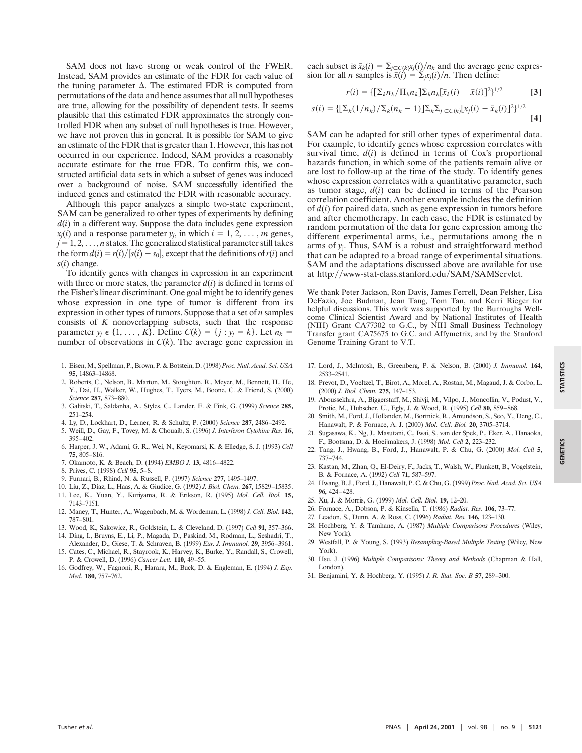SAM does not have strong or weak control of the FWER. Instead, SAM provides an estimate of the FDR for each value of the tuning parameter $\Delta$. The estimated FDR is computed from permutations of the data and hence assumes that all null hypotheses are true, allowing for the possibility of dependent tests. It seems plausible that this estimated FDR approximates the strongly controlled FDR when any subset of null hypotheses is true. However, we have not proven this in general. It is possible for SAM to give an estimate of the FDR that is greater than 1. However, this has not occurred in our experience. Indeed, SAM provides a reasonably accurate estimate for the true FDR. To confirm this, we constructed artificial data sets in which a subset of genes was induced over a background of noise. SAM successfully identified the induced genes and estimated the FDR with reasonable accuracy.

Although this paper analyzes a simple two-state experiment, SAM can be generalized to other types of experiments by defining $d(i)$ in a different way. Suppose the data includes gene expression $x_j(i)$ and a response parameter $y_j$, in which $i = 1, 2, \ldots, m$ genes, $j = 1, 2, \ldots, n$ states. The generalized statistical parameter still takes the form $d(i) = r(i)/[s(i) + s_0]$, except that the definitions of $r(i)$ and $s(i)$ change.

To identify genes with changes in expression in an experiment with three or more states, the parameter $d(i)$ is defined in terms of the Fisher's linear discriminant. One goal might be to identify genes whose expression in one type of tumor is different from its expression in other types of tumors. Suppose that a set of $n$ samples consists of $K$ nonoverlapping subsets, such that the response parameter $y_j \in \{1, \ldots, K\}$. Define $C(k) = \{j : y_j = k\}$. Let $n_k$ = number of observations in $C(k)$. The average gene expression in each subset is $\bar{x}_k(i) = \Sigma_{j \in C(k)} x_j(i)/n_k$ and the average gene expression for all $n$ samples is $\bar{x}(i) = \Sigma_j x_j(i)/n$. Then define:

$$r(i) = \{[\Sigma_k n_k / \Pi_k n_k] \Sigma_k n_k [\bar{x}_k(i) - \bar{x}(i)]^2\}^{1/2} \qquad [3]$$

$$s(i) = \{[\Sigma_k (1/n_k) / \Sigma_k (n_k - 1)] \Sigma_k \Sigma_{j \in C(k)} [x_j(i) - \bar{x}_k(i)]^2\}^{1/2} \qquad [4]$$

SAM can be adapted for still other types of experimental data. For example, to identify genes whose expression correlates with survival time, $d(i)$ is defined in terms of Cox's proportional hazards function, in which some of the patients remain alive or are lost to follow-up at the time of the study. To identify genes whose expression correlates with a quantitative parameter, such as tumor stage, $d(i)$ can be defined in terms of the Pearson correlation coefficient. Another example includes the definition of $d(i)$ for paired data, such as gene expression in tumors before and after chemotherapy. In each case, the FDR is estimated by random permutation of the data for gene expression among the different experimental arms, i.e., permutations among the n arms of $y_j$. Thus, SAM is a robust and straightforward method that can be adapted to a broad range of experimental situations. SAM and the adaptations discussed above are available for use at http://www-stat-class.stanford.edu/SAM/SAMServlet.

We thank Peter Jackson, Ron Davis, James Ferrell, Dean Felsher, Lisa DeFazio, Joe Budman, Jean Tang, Tom Tan, and Kerri Rieger for helpful discussions. This work was supported by the Burroughs Wellcome Clinical Scientist Award and by National Institutes of Health (NIH) Grant CA77302 to G.C., by NIH Small Business Technology Transfer grant CA75675 to G.C. and Affymetrix, and by the Stanford Genome Training Grant to V.T.

1. Eisen, M., Spellman, P., Brown, P. & Botstein, D. (1998) *Proc. Natl. Acad. Sci. USA* **95,** 14863–14868.
2. Roberts, C., Nelson, B., Marton, M., Stoughton, R., Meyer, M., Bennett, H., He, Y., Dai, H., Walker, W., Hughes, T., Tyers, M., Boone, C. & Friend, S. (2000) *Science* **287,** 873–880.
3. Galitski, T., Saldanha, A., Styles, C., Lander, E. & Fink, G. (1999) *Science* **285,** 251–254.
4. Ly, D., Lockhart, D., Lerner, R. & Schultz, P. (2000) *Science* **287,** 2486–2492.
5. Weill, D., Gay, F., Tovey, M. & Chouaib, S. (1996) *J. Interferon Cytokine Res.* **16,** 395–402.
6. Harper, J. W., Adami, G. R., Wei, N., Keyomarsi, K. & Elledge, S. J. (1993) *Cell* **75,** 805–816.
7. Okamoto, K. & Beach, D. (1994) *EMBO J.* **13,** 4816–4822.
8. Prives, C. (1998) *Cell* **95,** 5–8.
9. Furnari, B., Rhind, N. & Russell, P. (1997) *Science* **277,** 1495–1497.
10. Liu, Z., Diaz, L., Haas, A. & Giudice, G. (1992) *J. Biol. Chem.* **267,** 15829–15835.
11. Lee, K., Yuan, Y., Kuriyama, R. & Erikson, R. (1995) *Mol. Cell. Biol.* **15,** 7143–7151.
12. Maney, T., Hunter, A., Wagenbach, M. & Wordeman, L. (1998) *J. Cell. Biol.* **142,** 787–801.
13. Wood, K., Sakowicz, R., Goldstein, L. & Cleveland, D. (1997) *Cell* **91,** 357–366.
14. Ding, I., Bruyns, E., Li, P., Magada, D., Paskind, M., Rodman, L., Seshadri, T., Alexander, D., Giese, T. & Schraven, B. (1999) *Eur. J. Immunol.* **29,** 3956–3961.
15. Cates, C., Michael, R., Stayrook, K., Harvey, K., Burke, Y., Randall, S., Crowell, P. & Crowell, D. (1996) *Cancer Lett.* **110,** 49–55.
16. Godfrey, W., Fagnoni, R., Harara, M., Buck, D. & Engleman, E. (1994) *J. Exp. Med.* **180,** 757–762.
17. Lord, J., McIntosh, B., Greenberg, P. & Nelson, B. (2000) *J. Immunol.* **164,** 2533–2541.
18. Prevot, D., Voeltzel, T., Birot, A., Morel, A., Rostan, M., Magaud, J. & Corbo, L. (2000) *J. Biol. Chem.* **275,** 147–153.
19. Aboussekhra, A., Biggerstaff, M., Shivji, M., Vilpo, J., Moncollin, V., Podust, V., Protic, M., Hubscher, U., Egly, J. & Wood, R. (1995) *Cell* **80,** 859–868.
20. Smith, M., Ford, J., Hollander, M., Bortnick, R., Amundson, S., Seo, Y., Deng, C., Hanawalt, P. & Fornace, A. J. (2000) *Mol. Cell. Biol.* **20,** 3705–3714.
21. Sugasawa, K., Ng, J., Masutani, C., Iwai, S., van der Spek, P., Eker, A., Hanaoka, F., Bootsma, D. & Hoeijmakers, J. (1998) *Mol. Cell* **2,** 223–232.
22. Tang, J., Hwang, B., Ford, J., Hanawalt, P. & Chu, G. (2000) *Mol. Cell* **5,** 737–744.
23. Kastan, M., Zhan, Q., El-Deiry, F., Jacks, T., Walsh, W., Plunkett, B., Vogelstein, B. & Fornace, A. (1992) *Cell* **71,** 587–597.
24. Hwang, B. J., Ford, J., Hanawalt, P. C. & Chu, G. (1999) *Proc. Natl. Acad. Sci. USA* **96,** 424–428.
25. Xu, J. & Morris, G. (1999) *Mol. Cell. Biol.* **19,** 12–20.
26. Fornace, A., Dobson, P. & Kinsella, T. (1986) *Radiat. Res.* **106,** 73–77.
27. Leadon, S., Dunn, A. & Ross, C. (1996) *Radiat. Res.* **146,** 123–130.
28. Hochberg, Y. & Tamhane, A. (1987) *Multiple Comparisons Procedures* (Wiley, New York).
29. Westfall, P. & Young, S. (1993) *Resampling-Based Multiple Testing* (Wiley, New York).
30. Hsu, J. (1996) *Multiple Comparisons: Theory and Methods* (Chapman & Hall, London).
31. Benjamini, Y. & Hochberg, Y. (1995) *J. R. Stat. Soc. B* **57,** 289–300.